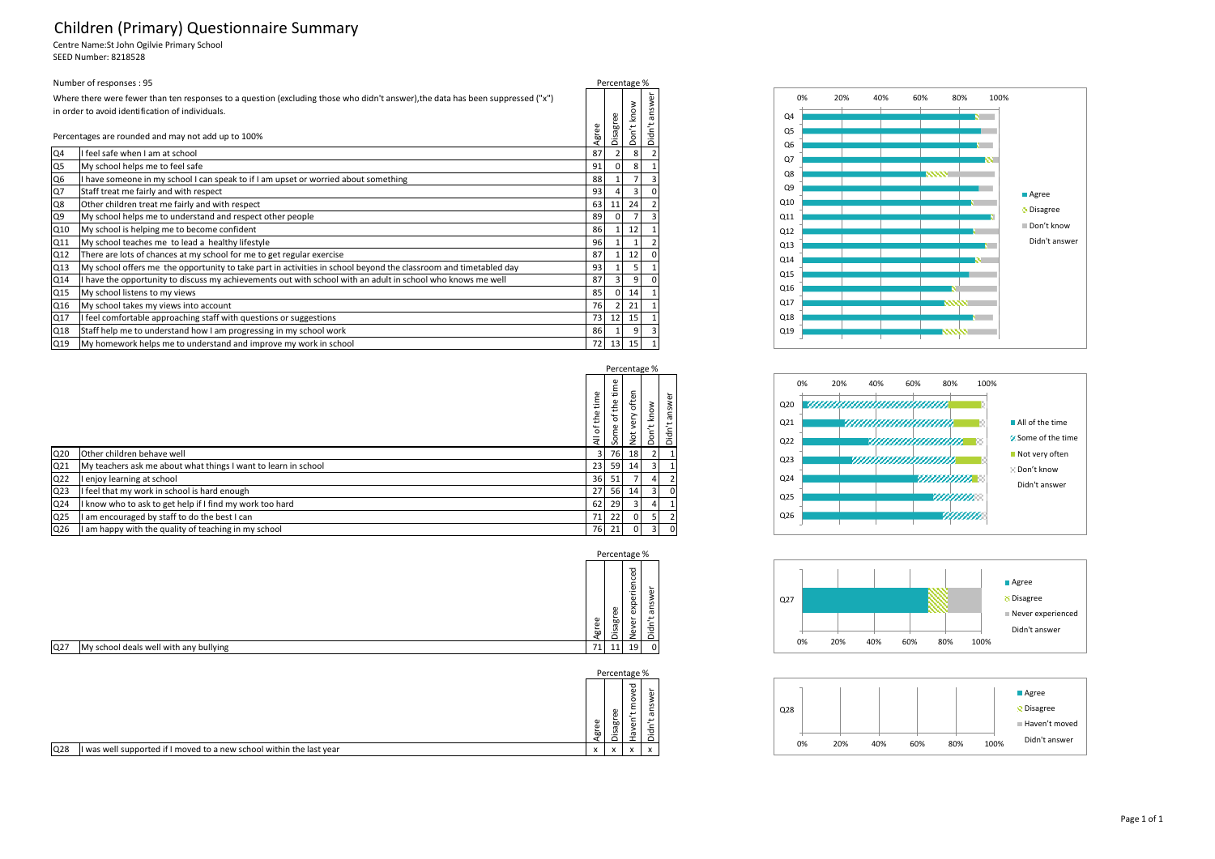# Children (Primary) Questionnaire Summary

Centre Name:St John Ogilvie Primary School

SEED Number: 8218528

Number of responses : 95

Where there were fewer than ten responses to a question (excluding those who didn't answer),the data has been suppressed ("x") in order to avoid identification of individuals.

Percentages are rounded and may not add up to 100%

| | | Percentage % | | | |
|---|---|---|---|---|---|
| | | Agree | Disagree | Don't know | Didn't answer |
| Q4 | I feel safe when I am at school | 87 | 2 | 8 | 2 |
| Q5 | My school helps me to feel safe | 91 | 0 | 8 | 1 |
| Q6 | I have someone in my school I can speak to if I am upset or worried about something | 88 | 1 | 7 | 3 |
| Q7 | Staff treat me fairly and with respect | 93 | 4 | 3 | 0 |
| Q8 | Other children treat me fairly and with respect | 63 | 11 | 24 | 2 |
| Q9 | My school helps me to understand and respect other people | 89 | 0 | 7 | 3 |
| Q10 | My school is helping me to become confident | 86 | 1 | 12 | 1 |
| Q11 | My school teaches me to lead a healthy lifestyle | 96 | 1 | 1 | 2 |
| Q12 | There are lots of chances at my school for me to get regular exercise | 87 | 1 | 12 | 0 |
| Q13 | My school offers me the opportunity to take part in activities in school beyond the classroom and timetabled day | 93 | 1 | 5 | 1 |
| Q14 | I have the opportunity to discuss my achievements out with school with an adult in school who knows me well | 87 | 3 | 9 | 0 |
| Q15 | My school listens to my views | 85 | 0 | 14 | 1 |
| Q16 | My school takes my views into account | 76 | 2 | 21 | 1 |
| Q17 | I feel comfortable approaching staff with questions or suggestions | 73 | 12 | 15 | 1 |
| Q18 | Staff help me to understand how I am progressing in my school work | 86 | 1 | 9 | 3 |
| Q19 | My homework helps me to understand and improve my work in school | 72 | 13 | 15 | 1 |

| | | Percentage % | | | | |
|---|---|---|---|---|---|---|
| | | All of the time | Some of the time | Not very often | Don't know | Didn't answer |
| Q20 | Other children behave well | 3 | 76 | 18 | 2 | 1 |
| Q21 | My teachers ask me about what things I want to learn in school | 23 | 59 | 14 | 3 | 1 |
| Q22 | I enjoy learning at school | 36 | 51 | 7 | 4 | 2 |
| Q23 | I feel that my work in school is hard enough | 27 | 56 | 14 | 3 | 0 |
| Q24 | I know who to ask to get help if I find my work too hard | 62 | 29 | 3 | 4 | 1 |
| Q25 | I am encouraged by staff to do the best I can | 71 | 22 | 0 | 5 | 2 |
| Q26 | I am happy with the quality of teaching in my school | 76 | 21 | 0 | 3 | 0 |

| | | Percentage % | | | |
|---|---|---|---|---|---|
| | | Agree | Disagree | Never experienced | Didn't answer |
| Q27 | My school deals well with any bullying | 71 | 11 | 19 | 0 |

| | | Percentage % | | | |
|---|---|---|---|---|---|
| | | Agree | Disagree | Haven't moved | Didn't answer |
| Q28 | I was well supported if I moved to a new school within the last year | x | x | x | x |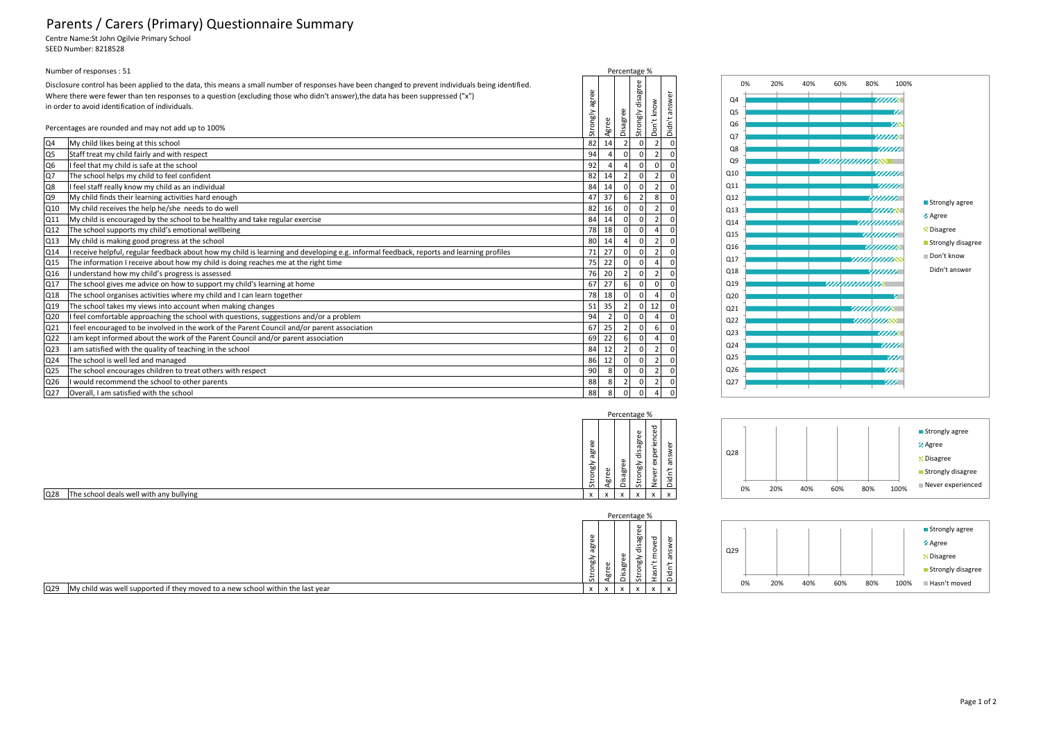# Parents / Carers (Primary) Questionnaire Summary

Centre Name:St John Ogilvie Primary School
SEED Number: 8218528

Number of responses : 51

Disclosure control has been applied to the data, this means a small number of responses have been changed to prevent individuals being identified.
Where there were fewer than ten responses to a question (excluding those who didn't answer),the data has been suppressed ("x") in order to avoid identification of individuals.

Percentages are rounded and may not add up to 100%

| | | Percentage % | | | | | |
|---|---|---|---|---|---|---|---|
| | | Strongly agree | Agree | Disagree | Strongly disagree | Don't know | Didn't answer |
| Q4 | My child likes being at this school | 82 | 14 | 2 | 0 | 2 | 0 |
| Q5 | Staff treat my child fairly and with respect | 94 | 4 | 0 | 0 | 2 | 0 |
| Q6 | I feel that my child is safe at the school | 92 | 4 | 4 | 0 | 0 | 0 |
| Q7 | The school helps my child to feel confident | 82 | 14 | 2 | 0 | 2 | 0 |
| Q8 | I feel staff really know my child as an individual | 84 | 14 | 0 | 0 | 2 | 0 |
| Q9 | My child finds their learning activities hard enough | 47 | 37 | 6 | 2 | 8 | 0 |
| Q10 | My child receives the help he/she needs to do well | 82 | 16 | 0 | 0 | 2 | 0 |
| Q11 | My child is encouraged by the school to be healthy and take regular exercise | 84 | 14 | 0 | 0 | 2 | 0 |
| Q12 | The school supports my child's emotional wellbeing | 78 | 18 | 0 | 0 | 4 | 0 |
| Q13 | My child is making good progress at the school | 80 | 14 | 4 | 0 | 2 | 0 |
| Q14 | I receive helpful, regular feedback about how my child is learning and developing e.g. informal feedback, reports and learning profiles | 71 | 27 | 0 | 0 | 2 | 0 |
| Q15 | The information I receive about how my child is doing reaches me at the right time | 75 | 22 | 0 | 0 | 4 | 0 |
| Q16 | I understand how my child's progress is assessed | 76 | 20 | 2 | 0 | 2 | 0 |
| Q17 | The school gives me advice on how to support my child's learning at home | 67 | 27 | 6 | 0 | 0 | 0 |
| Q18 | The school organises activities where my child and I can learn together | 78 | 18 | 0 | 0 | 4 | 0 |
| Q19 | The school takes my views into account when making changes | 51 | 35 | 2 | 0 | 12 | 0 |
| Q20 | I feel comfortable approaching the school with questions, suggestions and/or a problem | 94 | 2 | 0 | 0 | 4 | 0 |
| Q21 | I feel encouraged to be involved in the work of the Parent Council and/or parent association | 67 | 25 | 2 | 0 | 6 | 0 |
| Q22 | I am kept informed about the work of the Parent Council and/or parent association | 69 | 22 | 6 | 0 | 4 | 0 |
| Q23 | I am satisfied with the quality of teaching in the school | 84 | 12 | 2 | 0 | 2 | 0 |
| Q24 | The school is well led and managed | 86 | 12 | 0 | 0 | 2 | 0 |
| Q25 | The school encourages children to treat others with respect | 90 | 8 | 0 | 0 | 2 | 0 |
| Q26 | I would recommend the school to other parents | 88 | 8 | 2 | 0 | 2 | 0 |
| Q27 | Overall, I am satisfied with the school | 88 | 8 | 0 | 0 | 4 | 0 |

| | | Percentage % | | | | | |
|---|---|---|---|---|---|---|---|
| | | Strongly agree | Agree | Disagree | Strongly disagree | Never experienced | Didn't answer |
| Q28 | The school deals well with any bullying | x | x | x | x | x | x |

| | | Percentage % | | | | | |
|---|---|---|---|---|---|---|---|
| | | Strongly agree | Agree | Disagree | Strongly disagree | Hasn't moved | Didn't answer |
| Q29 | My child was well supported if they moved to a new school within the last year | x | x | x | x | x | x |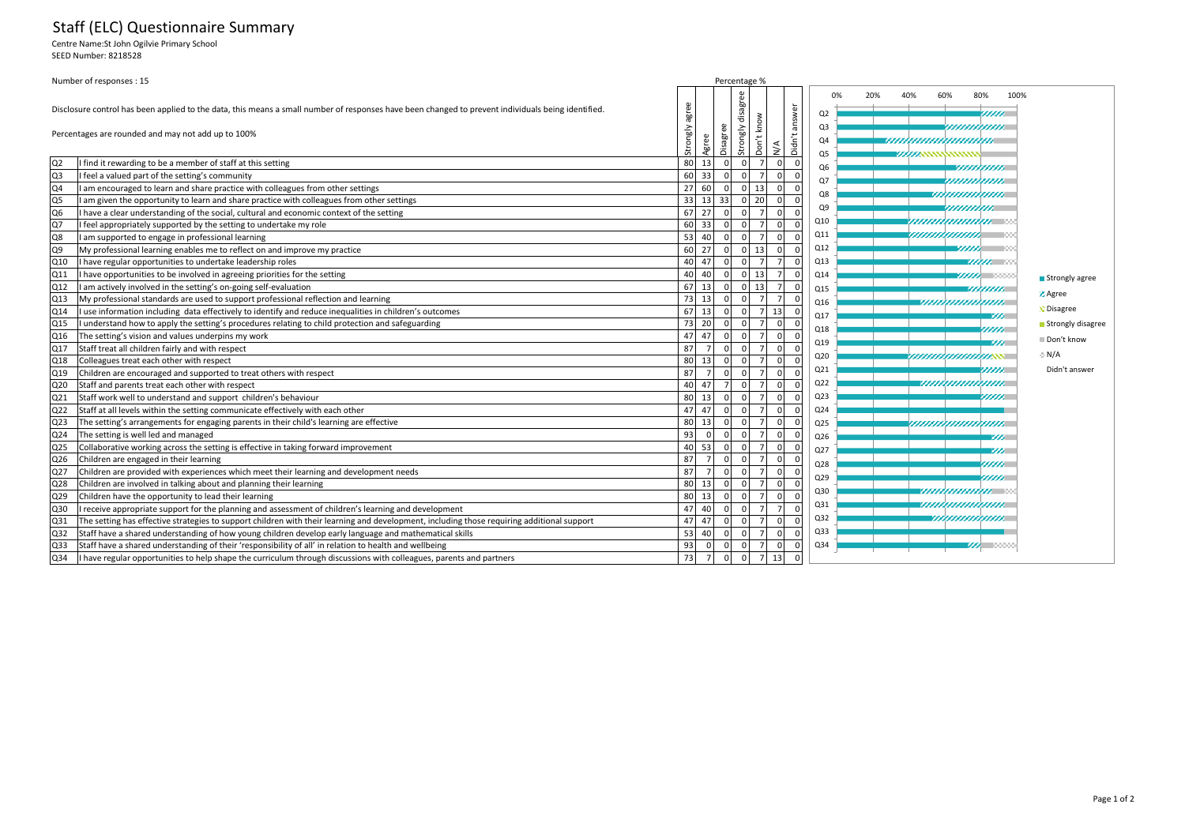# Staff (ELC) Questionnaire Summary

Centre Name:St John Ogilvie Primary School
SEED Number: 8218528

Number of responses : 15

Disclosure control has been applied to the data, this means a small number of responses have been changed to prevent individuals being identified.

Percentages are rounded and may not add up to 100%

| | | Percentage % | | | | | | |
|---|---|---|---|---|---|---|---|---|
| | | Strongly agree | Agree | Disagree | Strongly disagree | Don't know | N/A | Didn't answer |
| Q2 | I find it rewarding to be a member of staff at this setting | 80 | 13 | 0 | 0 | 7 | 0 | 0 |
| Q3 | I feel a valued part of the setting's community | 60 | 33 | 0 | 0 | 7 | 0 | 0 |
| Q4 | I am encouraged to learn and share practice with colleagues from other settings | 27 | 60 | 0 | 0 | 13 | 0 | 0 |
| Q5 | I am given the opportunity to learn and share practice with colleagues from other settings | 33 | 13 | 33 | 0 | 20 | 0 | 0 |
| Q6 | I have a clear understanding of the social, cultural and economic context of the setting | 67 | 27 | 0 | 0 | 7 | 0 | 0 |
| Q7 | I feel appropriately supported by the setting to undertake my role | 60 | 33 | 0 | 0 | 7 | 0 | 0 |
| Q8 | I am supported to engage in professional learning | 53 | 40 | 0 | 0 | 7 | 0 | 0 |
| Q9 | My professional learning enables me to reflect on and improve my practice | 60 | 27 | 0 | 0 | 13 | 0 | 0 |
| Q10 | I have regular opportunities to undertake leadership roles | 40 | 47 | 0 | 0 | 7 | 7 | 0 |
| Q11 | I have opportunities to be involved in agreeing priorities for the setting | 40 | 40 | 0 | 0 | 13 | 7 | 0 |
| Q12 | I am actively involved in the setting's on-going self-evaluation | 67 | 13 | 0 | 0 | 13 | 7 | 0 |
| Q13 | My professional standards are used to support professional reflection and learning | 73 | 13 | 0 | 0 | 7 | 7 | 0 |
| Q14 | I use information including data effectively to identify and reduce inequalities in children's outcomes | 67 | 13 | 0 | 0 | 7 | 13 | 0 |
| Q15 | I understand how to apply the setting's procedures relating to child protection and safeguarding | 73 | 20 | 0 | 0 | 7 | 0 | 0 |
| Q16 | The setting's vision and values underpins my work | 47 | 47 | 0 | 0 | 7 | 0 | 0 |
| Q17 | Staff treat all children fairly and with respect | 87 | 7 | 0 | 0 | 7 | 0 | 0 |
| Q18 | Colleagues treat each other with respect | 80 | 13 | 0 | 0 | 7 | 0 | 0 |
| Q19 | Children are encouraged and supported to treat others with respect | 87 | 7 | 0 | 0 | 7 | 0 | 0 |
| Q20 | Staff and parents treat each other with respect | 40 | 47 | 7 | 0 | 7 | 0 | 0 |
| Q21 | Staff work well to understand and support children's behaviour | 80 | 13 | 0 | 0 | 7 | 0 | 0 |
| Q22 | Staff at all levels within the setting communicate effectively with each other | 47 | 47 | 0 | 0 | 7 | 0 | 0 |
| Q23 | The setting's arrangements for engaging parents in their child's learning are effective | 80 | 13 | 0 | 0 | 7 | 0 | 0 |
| Q24 | The setting is well led and managed | 93 | 0 | 0 | 0 | 7 | 0 | 0 |
| Q25 | Collaborative working across the setting is effective in taking forward improvement | 40 | 53 | 0 | 0 | 7 | 0 | 0 |
| Q26 | Children are engaged in their learning | 87 | 7 | 0 | 0 | 7 | 0 | 0 |
| Q27 | Children are provided with experiences which meet their learning and development needs | 87 | 7 | 0 | 0 | 7 | 0 | 0 |
| Q28 | Children are involved in talking about and planning their learning | 80 | 13 | 0 | 0 | 7 | 0 | 0 |
| Q29 | Children have the opportunity to lead their learning | 80 | 13 | 0 | 0 | 7 | 0 | 0 |
| Q30 | I receive appropriate support for the planning and assessment of children's learning and development | 47 | 40 | 0 | 0 | 7 | 7 | 0 |
| Q31 | The setting has effective strategies to support children with their learning and development, including those requiring additional support | 47 | 47 | 0 | 0 | 7 | 0 | 0 |
| Q32 | Staff have a shared understanding of how young children develop early language and mathematical skills | 53 | 40 | 0 | 0 | 7 | 0 | 0 |
| Q33 | Staff have a shared understanding of their 'responsibility of all' in relation to health and wellbeing | 93 | 0 | 0 | 0 | 7 | 0 | 0 |
| Q34 | I have regular opportunities to help shape the curriculum through discussions with colleagues, parents and partners | 73 | 7 | 0 | 0 | 7 | 13 | 0 |

0% 20% 40% 60% 80% 100%

Q2 Q3 Q4 Q5 Q6 Q7 Q8 Q9 Q10 Q11 Q12 Q13 Q14 Q15 Q16 Q17 Q18 Q19 Q20 Q21 Q22 Q23 Q24 Q25 Q26 Q27 Q28 Q29 Q30 Q31 Q32 Q33 Q34

Strongly agree
Agree
Disagree
Strongly disagree
Don't know
N/A
Didn't answer